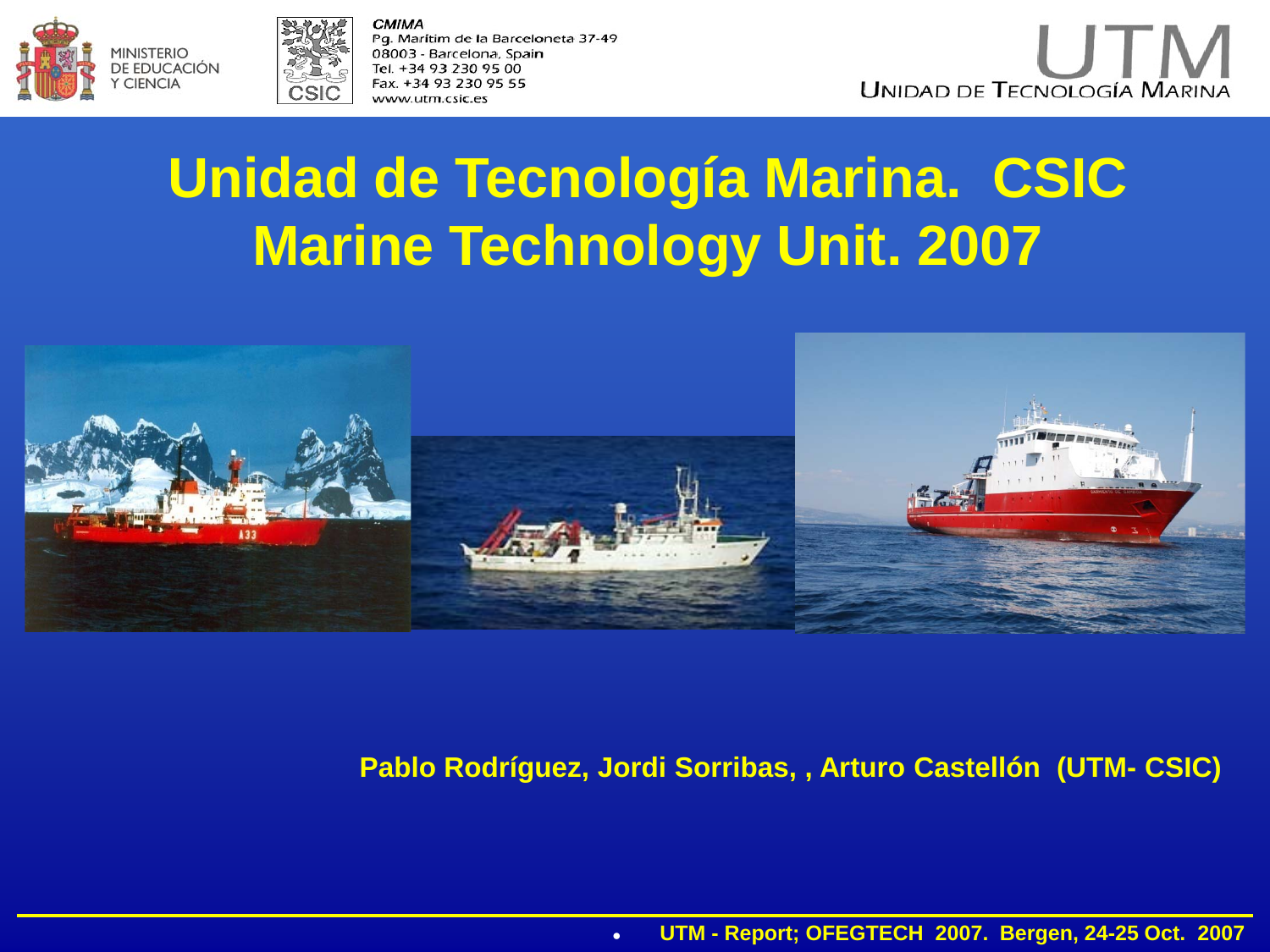MINISTERIO DE EDUCACIÓN Y CIENCIA

CSIC

*CMIMA*
Pg. Marítim de la Barceloneta 37-49
08003 - Barcelona, Spain
Tel. +34 93 230 95 00
Fax. +34 93 230 95 55
www.utm.csic.es

UTM
UNIDAD DE TECNOLOGÍA MARINA

# Unidad de Tecnología Marina. CSIC
# Marine Technology Unit. 2007

**Pablo Rodríguez, Jordi Sorribas, , Arturo Castellón (UTM- CSIC)**

**UTM - Report; OFEGTECH 2007. Bergen, 24-25 Oct. 2007**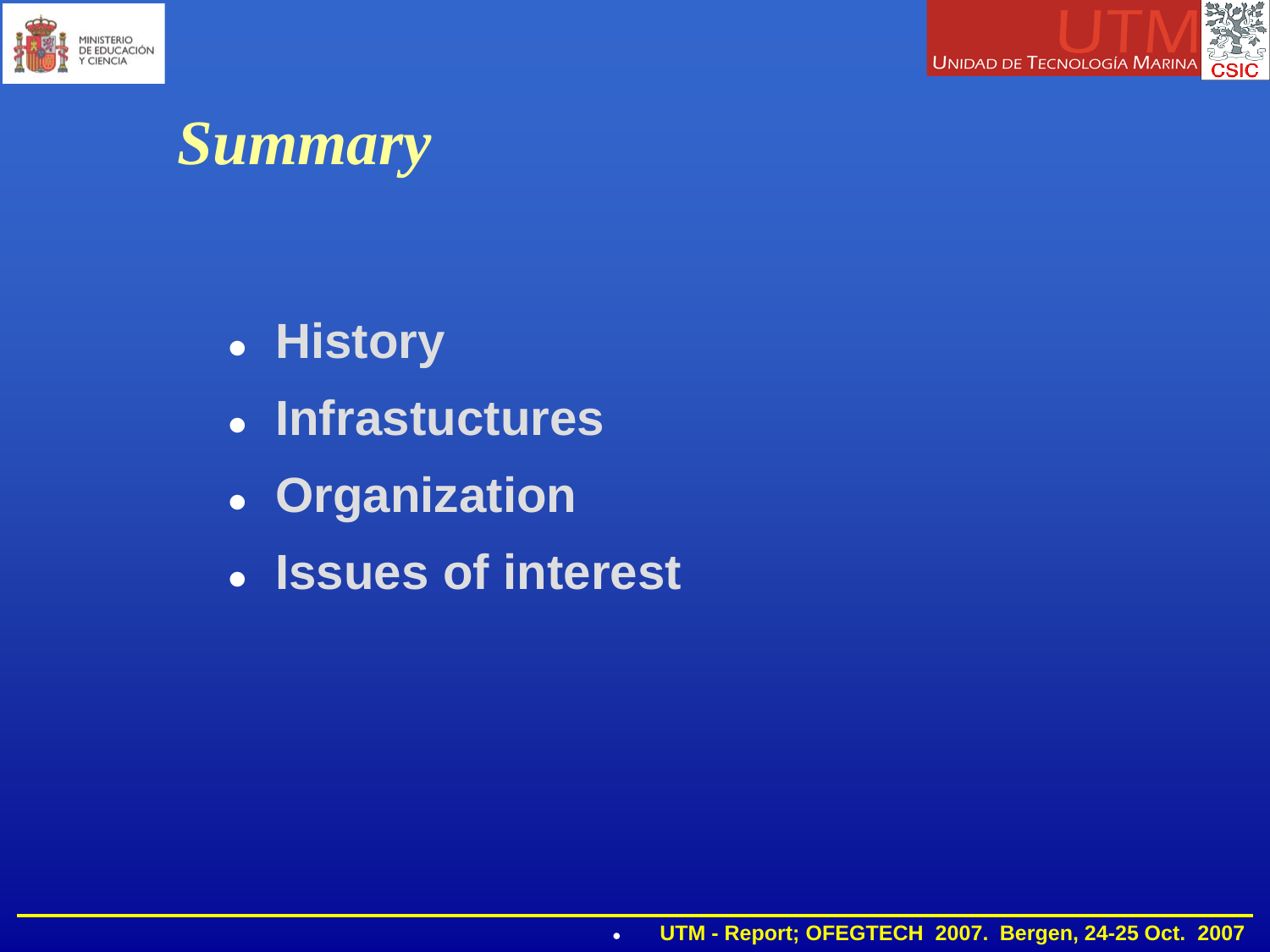# *Summary*

- History
- Infrastuctures
- Organization
- Issues of interest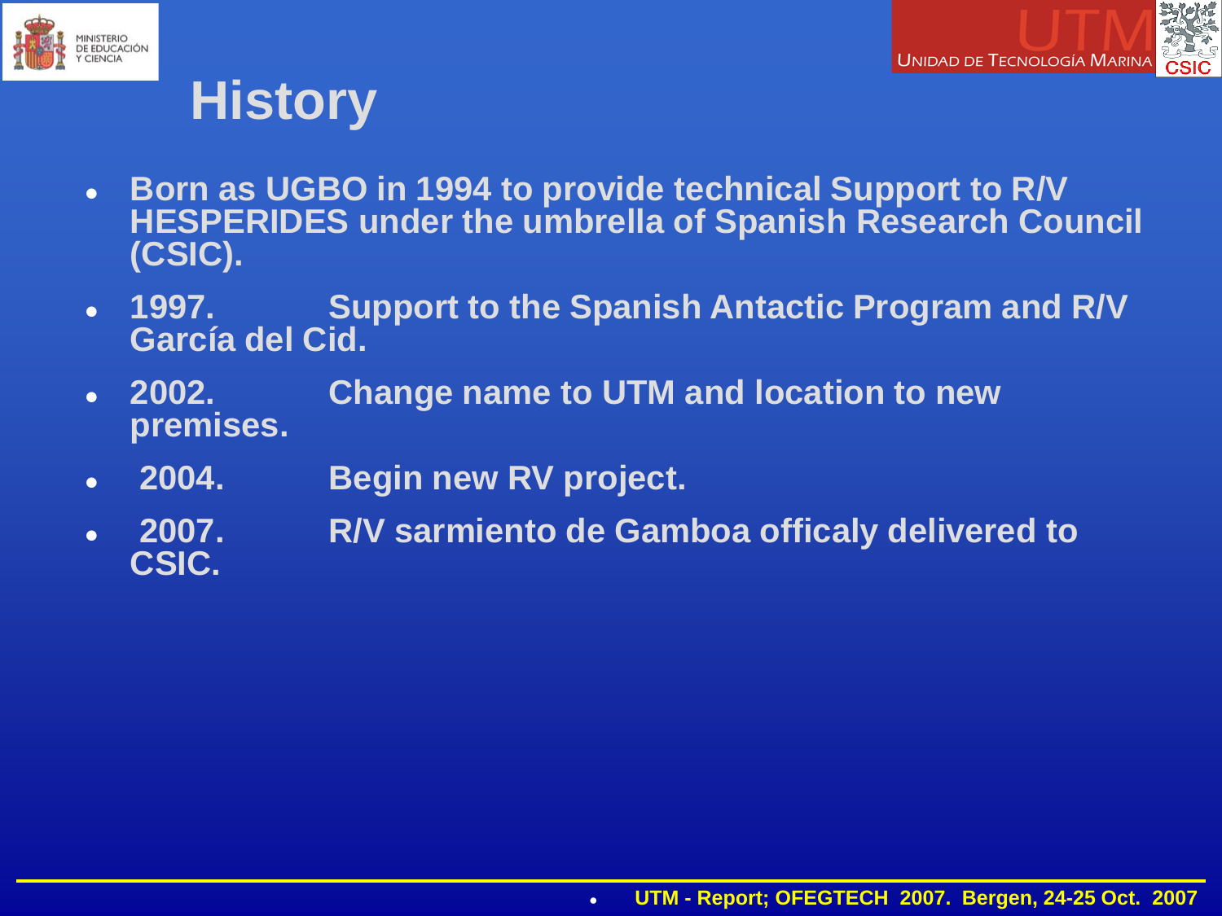# History

- Born as UGBO in 1994 to provide technical Support to R/V HESPERIDES under the umbrella of Spanish Research Council (CSIC).
- 1997. Support to the Spanish Antactic Program and R/V García del Cid.
- 2002. Change name to UTM and location to new premises.
- 2004. Begin new RV project.
- 2007. R/V sarmiento de Gamboa officaly delivered to CSIC.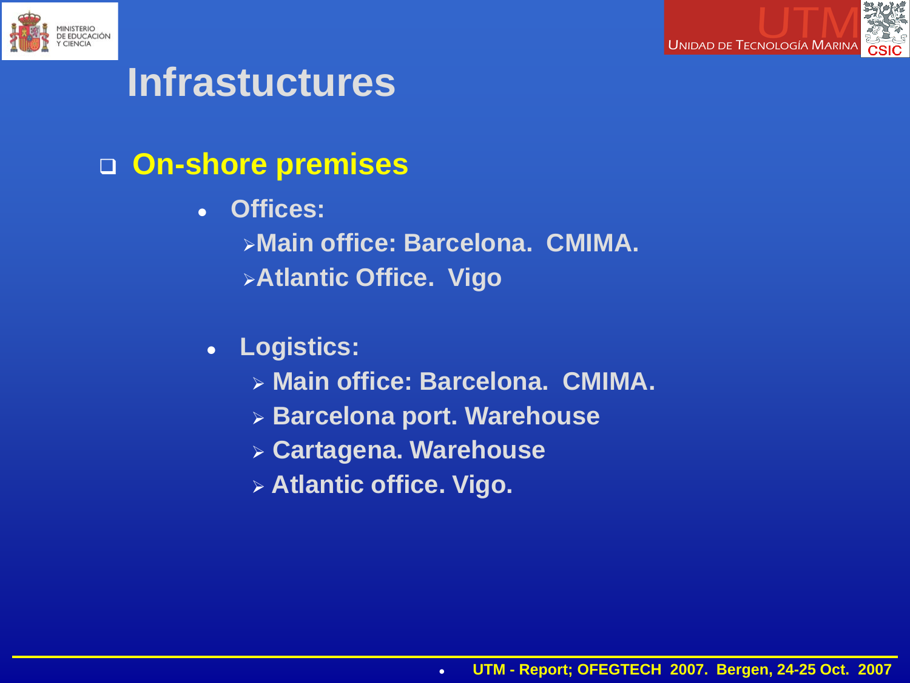# Infrastuctures

- **On-shore premises**
  - Offices:
    - Main office: Barcelona. CMIMA.
    - Atlantic Office. Vigo
  - Logistics:
    - Main office: Barcelona. CMIMA.
    - Barcelona port. Warehouse
    - Cartagena. Warehouse
    - Atlantic office. Vigo.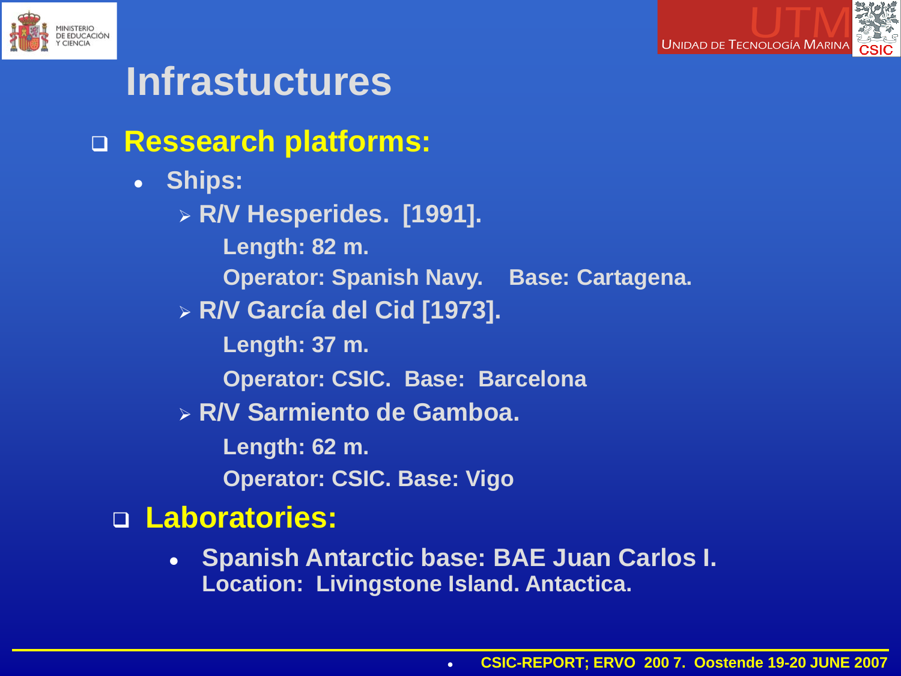# Infrastuctures

- **Ressearch platforms:**
  - **Ships:**
    - **R/V Hesperides. [1991].**

      **Length: 82 m.**

      **Operator: Spanish Navy. Base: Cartagena.**
    - **R/V García del Cid [1973].**

      **Length: 37 m.**

      **Operator: CSIC. Base: Barcelona**
    - **R/V Sarmiento de Gamboa.**

      **Length: 62 m.**

      **Operator: CSIC. Base: Vigo**
- **Laboratories:**
  - **Spanish Antarctic base: BAE Juan Carlos I.**
    **Location: Livingstone Island. Antactica.**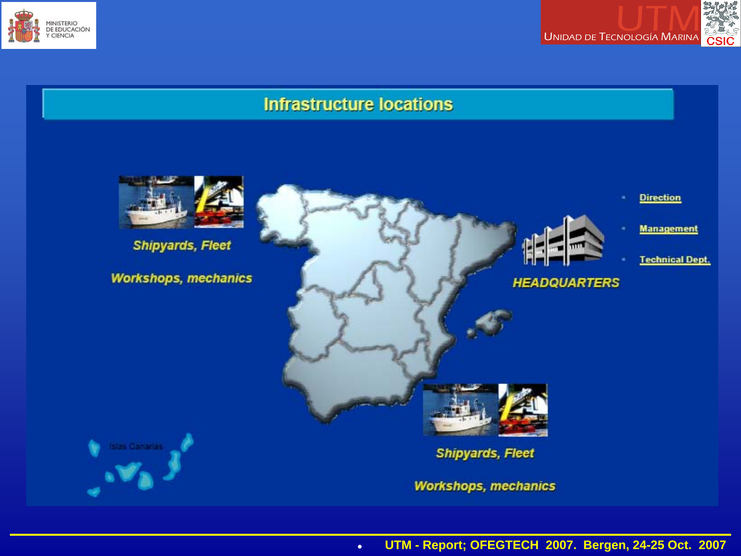# Infrastructure locations

*Shipyards, Fleet*

*Workshops, mechanics*

**HEADQUARTERS**

- Direction
- Management
- Technical Dept.

Islas Canarias

*Shipyards, Fleet*

*Workshops, mechanics*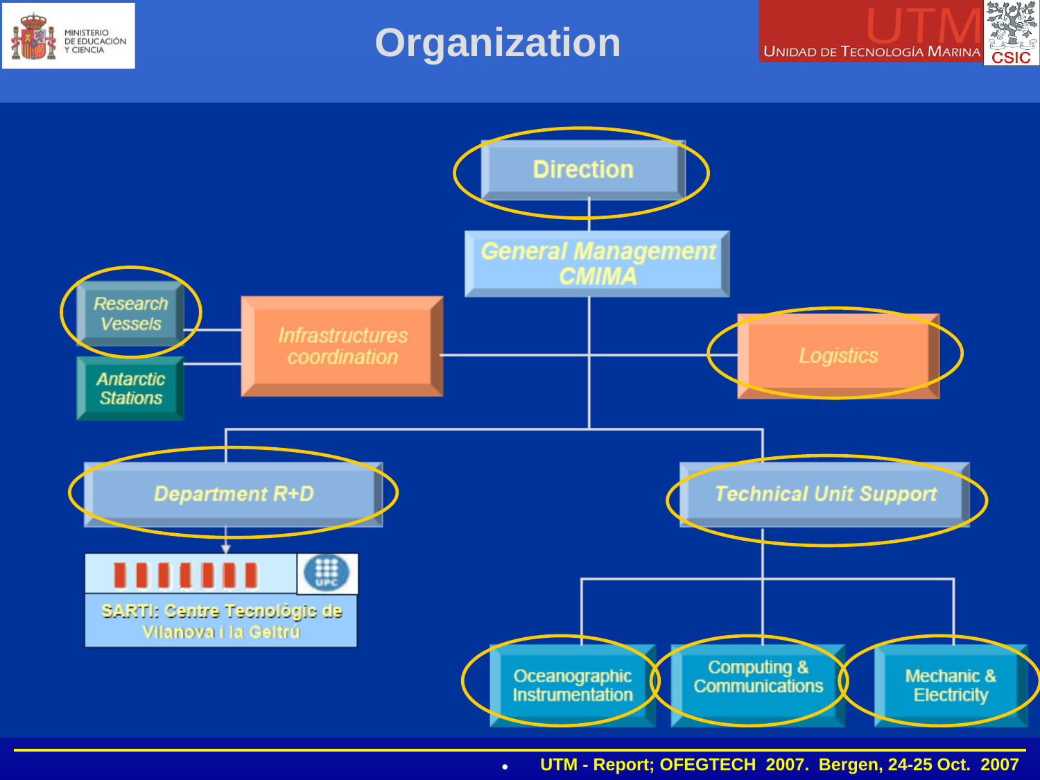# Organization

- Direction
  - General Management CMIMA
    - Infrastructures coordination
      - Research Vessels
      - Antarctic Stations
    - Logistics
    - Department R+D
      - SARTI: Centre Tecnològic de Vilanova i la Geltrú
    - Technical Unit Support
      - Oceanographic Instrumentation
      - Computing & Communications
      - Mechanic & Electricity

UTM - Report; OFEGTECH 2007. Bergen, 24-25 Oct. 2007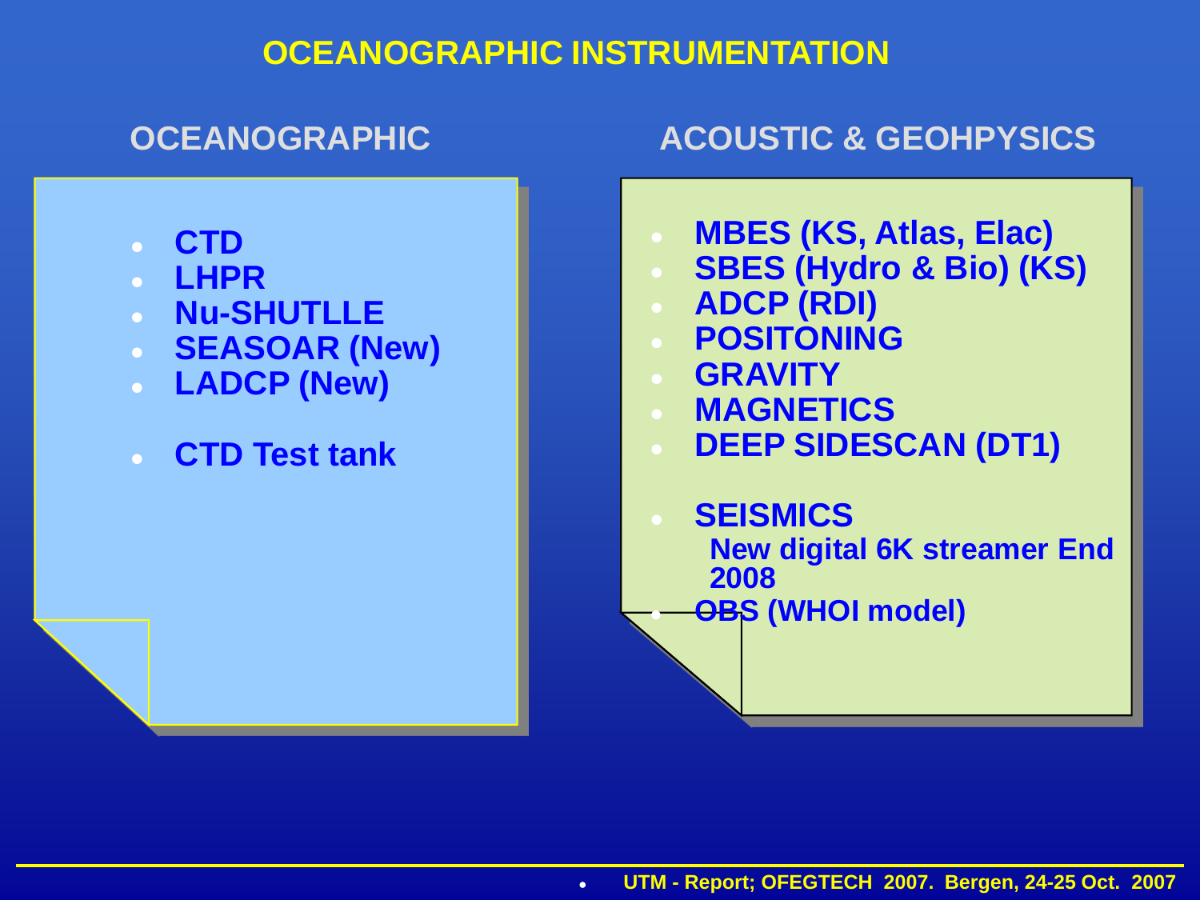# OCEANOGRAPHIC INSTRUMENTATION

## OCEANOGRAPHIC

- **CTD**
- **LHPR**
- **Nu-SHUTLLE**
- **SEASOAR (New)**
- **LADCP (New)**

- **CTD Test tank**

## ACOUSTIC & GEOHPYSICS

- **MBES (KS, Atlas, Elac)**
- **SBES (Hydro & Bio) (KS)**
- **ADCP (RDI)**
- **POSITONING**
- **GRAVITY**
- **MAGNETICS**
- **DEEP SIDESCAN (DT1)**

- **SEISMICS**
  **New digital 6K streamer End 2008**
- **OBS (WHOI model)**

- **UTM - Report; OFEGTECH 2007. Bergen, 24-25 Oct. 2007**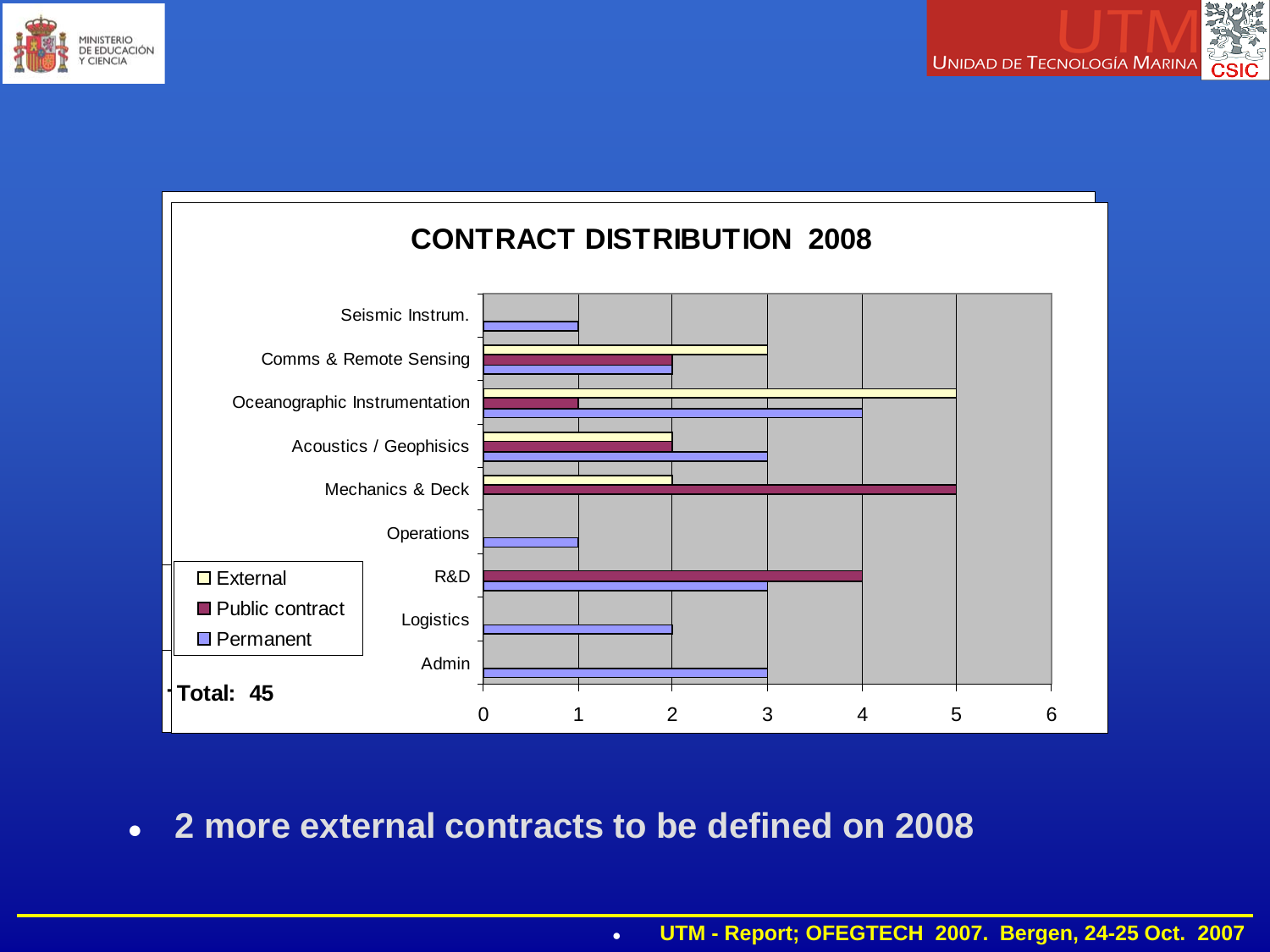## CONTRACT DISTRIBUTION 2008

| Area | External | Public contract | Permanent |
| --- | --- | --- | --- |
| Seismic Instrum. | | | 1 |
| Comms & Remote Sensing | 3 | 2 | 2 |
| Oceanographic Instrumentation | 5 | 1 | 4 |
| Acoustics / Geophisics | 2 | 2 | 3 |
| Mechanics & Deck | 2 | 5 | |
| Operations | | | 1 |
| R&D | | 4 | 3 |
| Logistics | | | 2 |
| Admin | | | 3 |

**Total: 45**

- **2 more external contracts to be defined on 2008**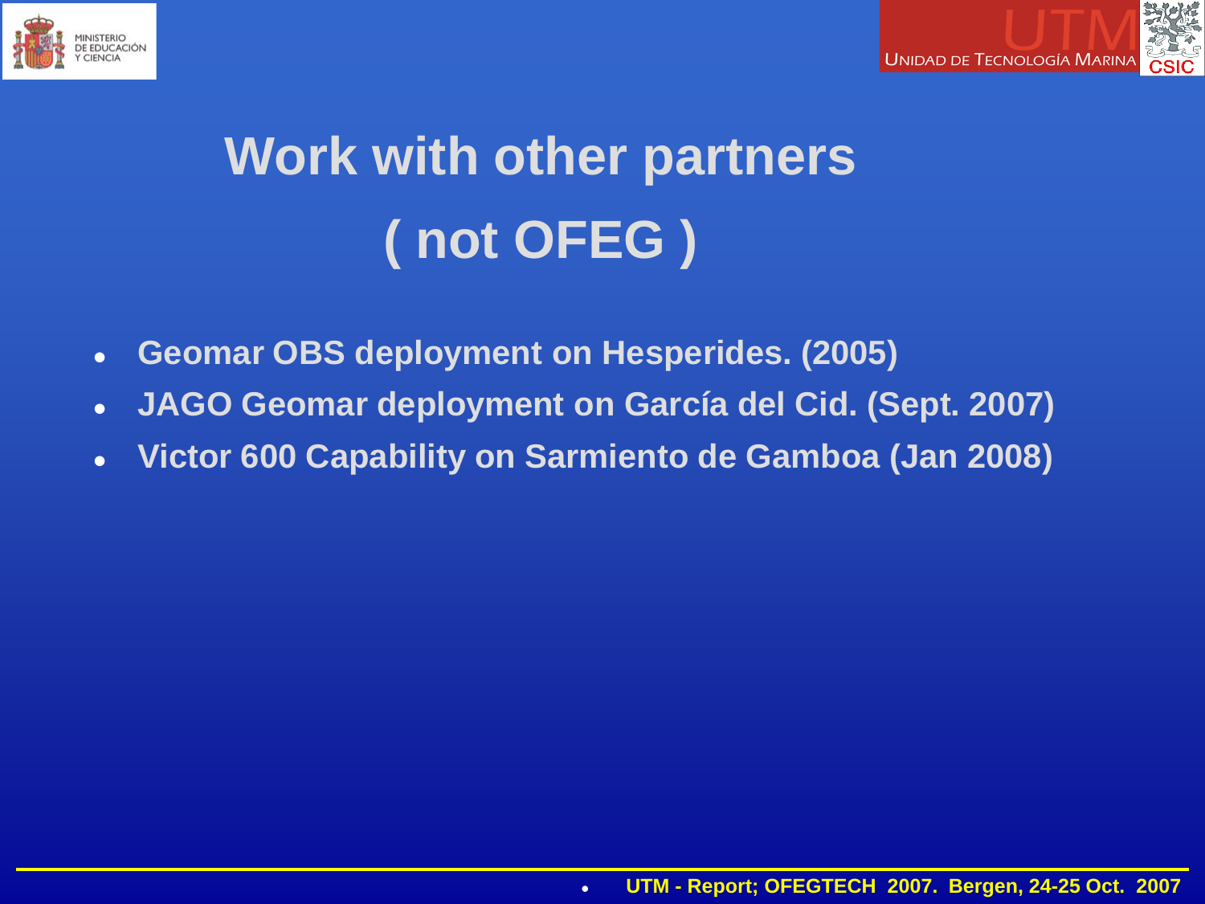# Work with other partners ( not OFEG )

- Geomar OBS deployment on Hesperides. (2005)
- JAGO Geomar deployment on García del Cid. (Sept. 2007)
- Victor 600 Capability on Sarmiento de Gamboa (Jan 2008)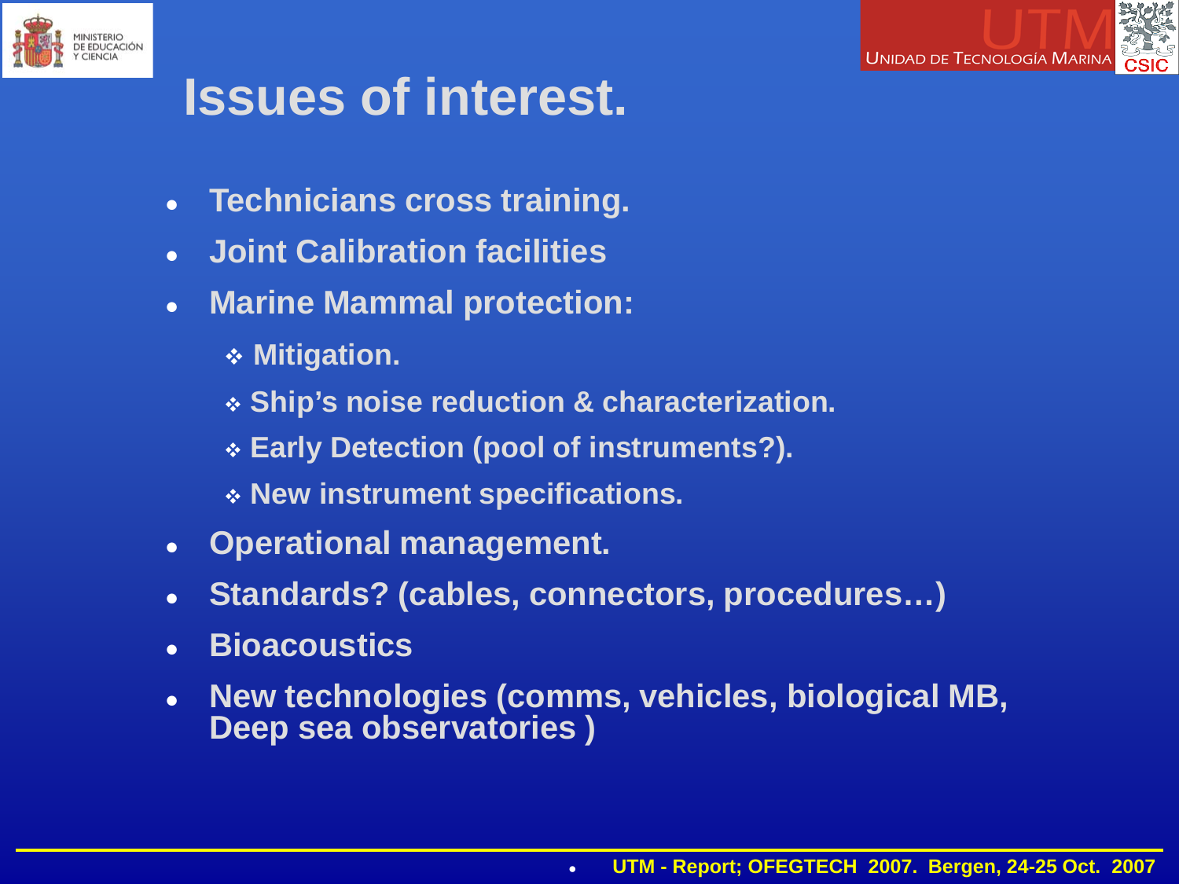# Issues of interest.

- **Technicians cross training.**
- **Joint Calibration facilities**
- **Marine Mammal protection:**
  - **Mitigation.**
  - **Ship's noise reduction & characterization.**
  - **Early Detection (pool of instruments?).**
  - **New instrument specifications.**
- **Operational management.**
- **Standards? (cables, connectors, procedures…)**
- **Bioacoustics**
- **New technologies (comms, vehicles, biological MB, Deep sea observatories )**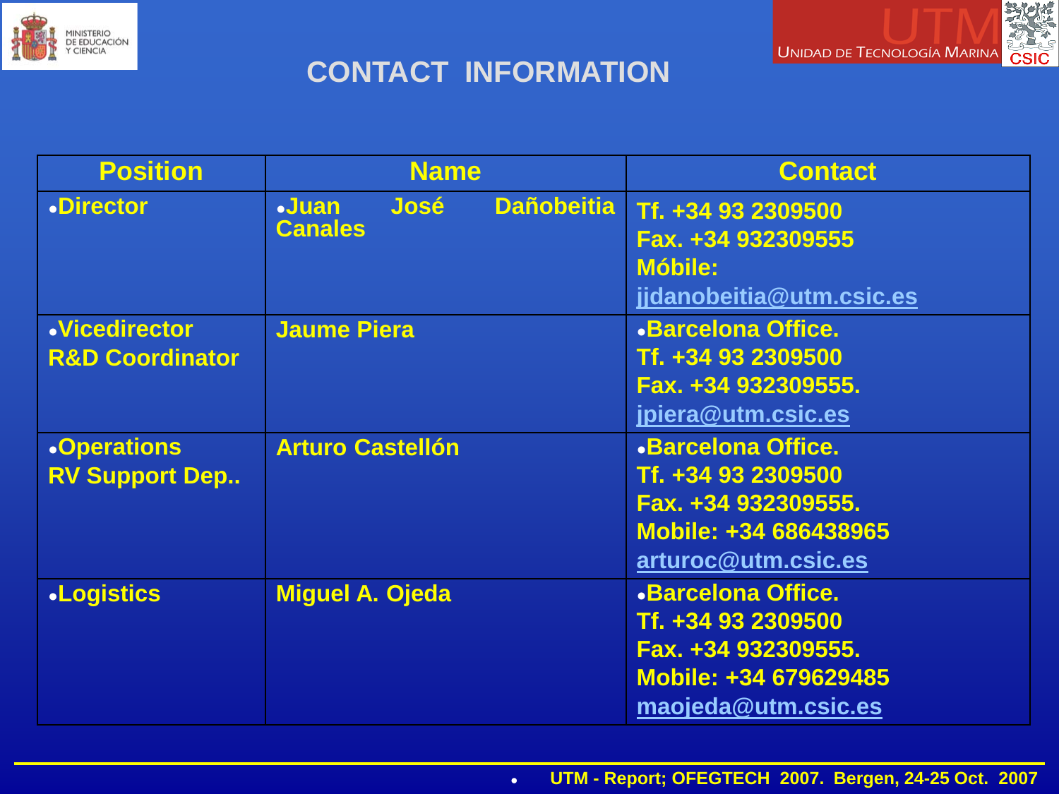## CONTACT INFORMATION

| Position | Name | Contact |
|---|---|---|
| •Director | •Juan José Dañobeitia Canales | Tf. +34 93 2309500<br>Fax. +34 932309555<br>Móbile:<br>jjdanobeitia@utm.csic.es |
| •Vicedirector<br>R&D Coordinator | Jaume Piera | •Barcelona Office.<br>Tf. +34 93 2309500<br>Fax. +34 932309555.<br>jpiera@utm.csic.es |
| •Operations<br>RV Support Dep.. | Arturo Castellón | •Barcelona Office.<br>Tf. +34 93 2309500<br>Fax. +34 932309555.<br>Mobile: +34 686438965<br>arturoc@utm.csic.es |
| •Logistics | Miguel A. Ojeda | •Barcelona Office.<br>Tf. +34 93 2309500<br>Fax. +34 932309555.<br>Mobile: +34 679629485<br>maojeda@utm.csic.es |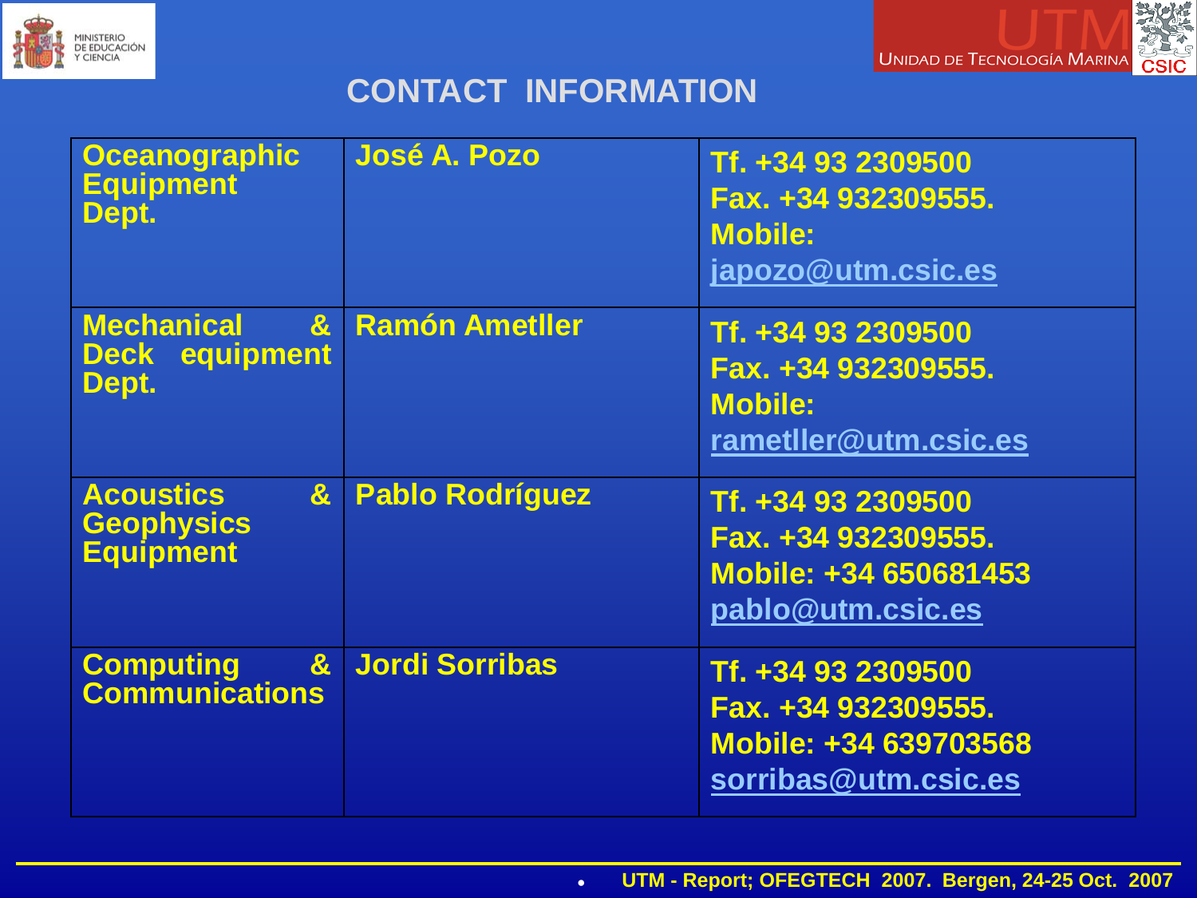# CONTACT INFORMATION

| Department | Name | Contact |
|---|---|---|
| Oceanographic Equipment Dept. | José A. Pozo | Tf. +34 93 2309500<br>Fax. +34 932309555.<br>Mobile:<br>japozo@utm.csic.es |
| Mechanical & Deck equipment Dept. | Ramón Ametller | Tf. +34 93 2309500<br>Fax. +34 932309555.<br>Mobile:<br>rametller@utm.csic.es |
| Acoustics & Geophysics Equipment | Pablo Rodríguez | Tf. +34 93 2309500<br>Fax. +34 932309555.<br>Mobile: +34 650681453<br>pablo@utm.csic.es |
| Computing & Communications | Jordi Sorribas | Tf. +34 93 2309500<br>Fax. +34 932309555.<br>Mobile: +34 639703568<br>sorribas@utm.csic.es |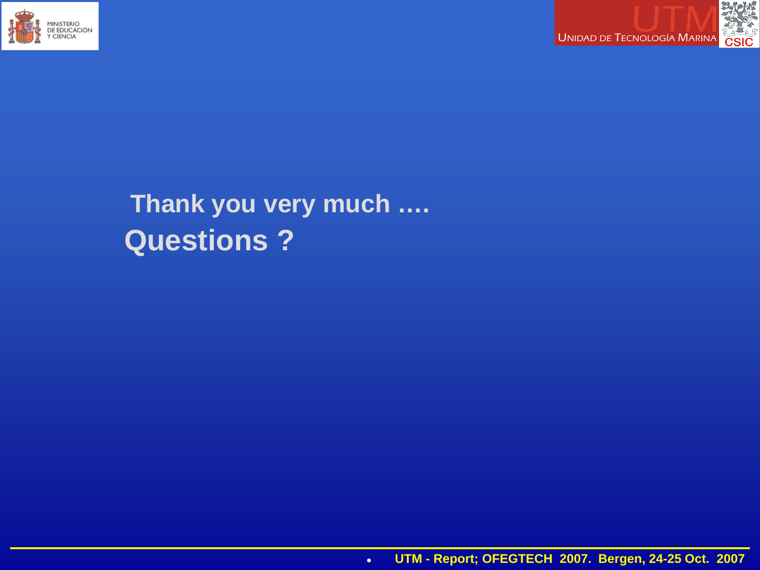**Thank you very much ….**

**Questions ?**